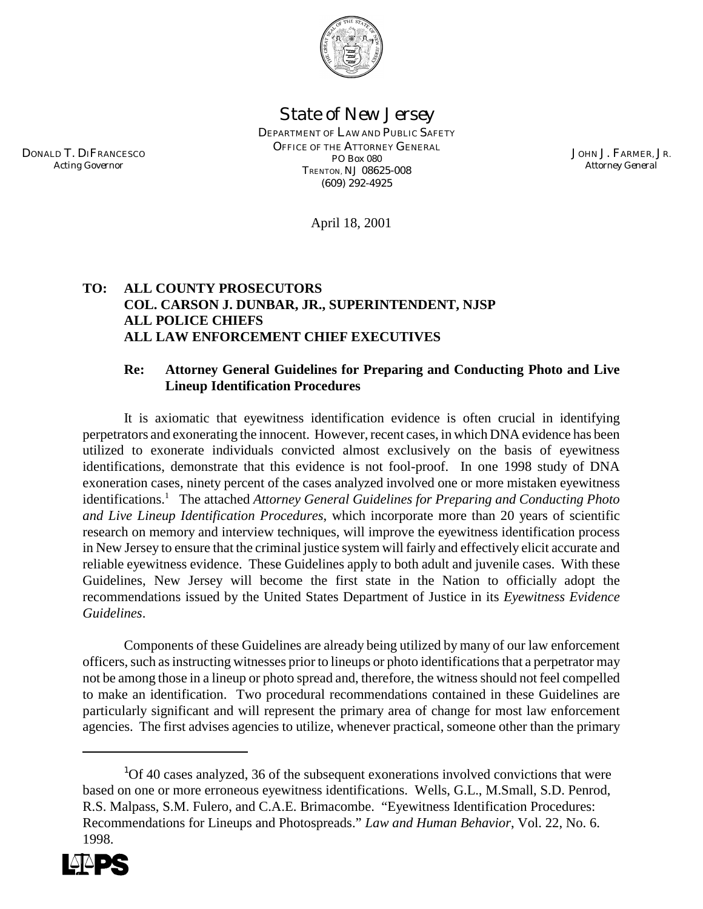State of New Jersey

DEPARTMENT OF LAW AND PUBLIC SAFETY
OFFICE OF THE ATTORNEY GENERAL
PO Box 080
TRENTON, NJ 08625-008
(609) 292-4925

DONALD T. DIFRANCESCO
*Acting Governor*

JOHN J. FARMER, JR.
*Attorney General*

April 18, 2001

**TO: ALL COUNTY PROSECUTORS**
**COL. CARSON J. DUNBAR, JR., SUPERINTENDENT, NJSP**
**ALL POLICE CHIEFS**
**ALL LAW ENFORCEMENT CHIEF EXECUTIVES**

**Re: Attorney General Guidelines for Preparing and Conducting Photo and Live Lineup Identification Procedures**

It is axiomatic that eyewitness identification evidence is often crucial in identifying perpetrators and exonerating the innocent. However, recent cases, in which DNA evidence has been utilized to exonerate individuals convicted almost exclusively on the basis of eyewitness identifications, demonstrate that this evidence is not fool-proof. In one 1998 study of DNA exoneration cases, ninety percent of the cases analyzed involved one or more mistaken eyewitness identifications.[1] The attached *Attorney General Guidelines for Preparing and Conducting Photo and Live Lineup Identification Procedures*, which incorporate more than 20 years of scientific research on memory and interview techniques, will improve the eyewitness identification process in New Jersey to ensure that the criminal justice system will fairly and effectively elicit accurate and reliable eyewitness evidence. These Guidelines apply to both adult and juvenile cases. With these Guidelines, New Jersey will become the first state in the Nation to officially adopt the recommendations issued by the United States Department of Justice in its *Eyewitness Evidence Guidelines*.

Components of these Guidelines are already being utilized by many of our law enforcement officers, such as instructing witnesses prior to lineups or photo identifications that a perpetrator may not be among those in a lineup or photo spread and, therefore, the witness should not feel compelled to make an identification. Two procedural recommendations contained in these Guidelines are particularly significant and will represent the primary area of change for most law enforcement agencies. The first advises agencies to utilize, whenever practical, someone other than the primary

[1] Of 40 cases analyzed, 36 of the subsequent exonerations involved convictions that were based on one or more erroneous eyewitness identifications. Wells, G.L., M.Small, S.D. Penrod, R.S. Malpass, S.M. Fulero, and C.A.E. Brimacombe. "Eyewitness Identification Procedures: Recommendations for Lineups and Photospreads." *Law and Human Behavior*, Vol. 22, No. 6. 1998.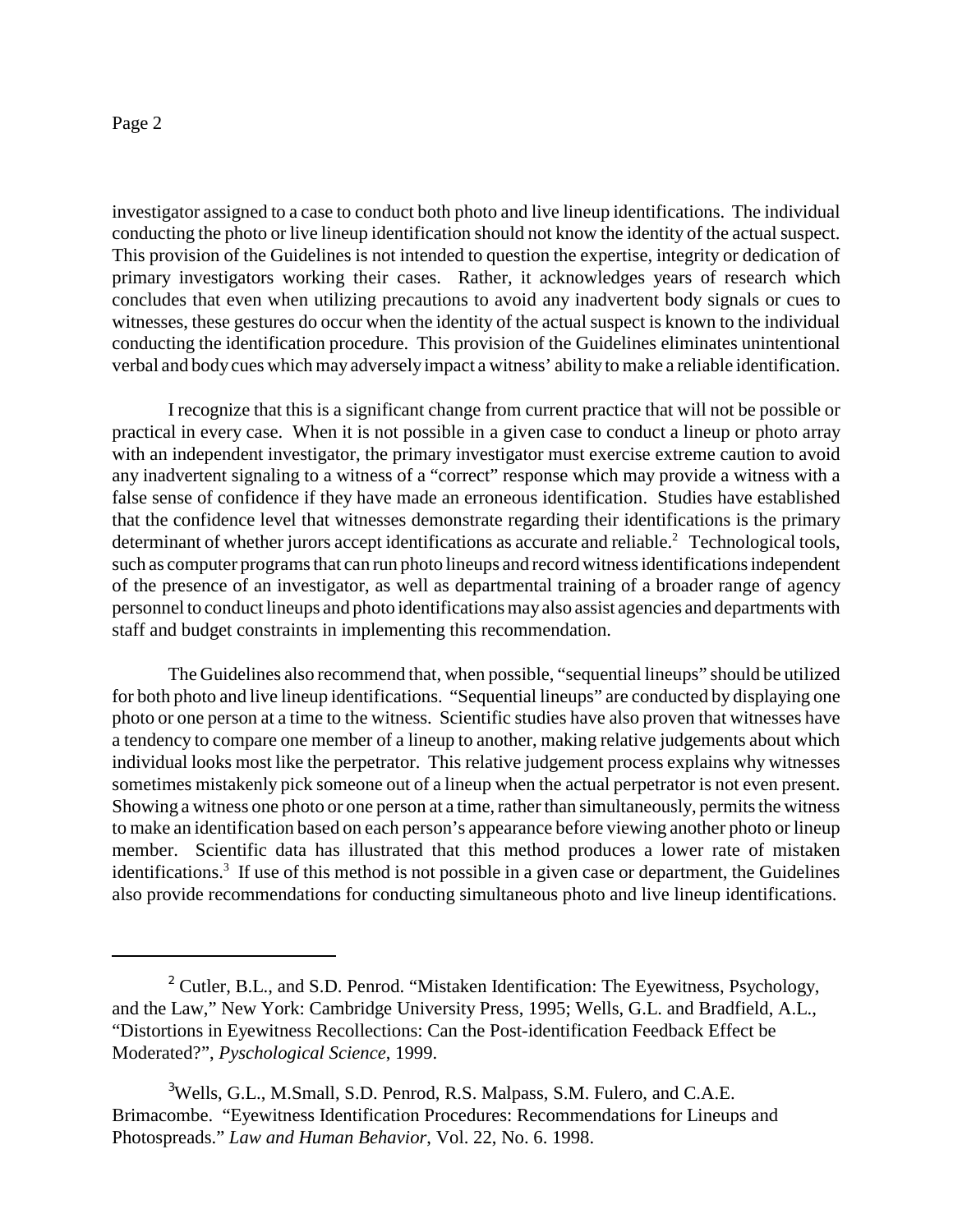investigator assigned to a case to conduct both photo and live lineup identifications. The individual conducting the photo or live lineup identification should not know the identity of the actual suspect. This provision of the Guidelines is not intended to question the expertise, integrity or dedication of primary investigators working their cases. Rather, it acknowledges years of research which concludes that even when utilizing precautions to avoid any inadvertent body signals or cues to witnesses, these gestures do occur when the identity of the actual suspect is known to the individual conducting the identification procedure. This provision of the Guidelines eliminates unintentional verbal and body cues which may adversely impact a witness' ability to make a reliable identification.

I recognize that this is a significant change from current practice that will not be possible or practical in every case. When it is not possible in a given case to conduct a lineup or photo array with an independent investigator, the primary investigator must exercise extreme caution to avoid any inadvertent signaling to a witness of a "correct" response which may provide a witness with a false sense of confidence if they have made an erroneous identification. Studies have established that the confidence level that witnesses demonstrate regarding their identifications is the primary determinant of whether jurors accept identifications as accurate and reliable.[2] Technological tools, such as computer programs that can run photo lineups and record witness identifications independent of the presence of an investigator, as well as departmental training of a broader range of agency personnel to conduct lineups and photo identifications may also assist agencies and departments with staff and budget constraints in implementing this recommendation.

The Guidelines also recommend that, when possible, "sequential lineups" should be utilized for both photo and live lineup identifications. "Sequential lineups" are conducted by displaying one photo or one person at a time to the witness. Scientific studies have also proven that witnesses have a tendency to compare one member of a lineup to another, making relative judgements about which individual looks most like the perpetrator. This relative judgement process explains why witnesses sometimes mistakenly pick someone out of a lineup when the actual perpetrator is not even present. Showing a witness one photo or one person at a time, rather than simultaneously, permits the witness to make an identification based on each person's appearance before viewing another photo or lineup member. Scientific data has illustrated that this method produces a lower rate of mistaken identifications.[3] If use of this method is not possible in a given case or department, the Guidelines also provide recommendations for conducting simultaneous photo and live lineup identifications.

---

[2] Cutler, B.L., and S.D. Penrod. "Mistaken Identification: The Eyewitness, Psychology, and the Law," New York: Cambridge University Press, 1995; Wells, G.L. and Bradfield, A.L., "Distortions in Eyewitness Recollections: Can the Post-identification Feedback Effect be Moderated?", *Pyschological Science*, 1999.

[3] Wells, G.L., M.Small, S.D. Penrod, R.S. Malpass, S.M. Fulero, and C.A.E. Brimacombe. "Eyewitness Identification Procedures: Recommendations for Lineups and Photospreads." *Law and Human Behavior*, Vol. 22, No. 6. 1998.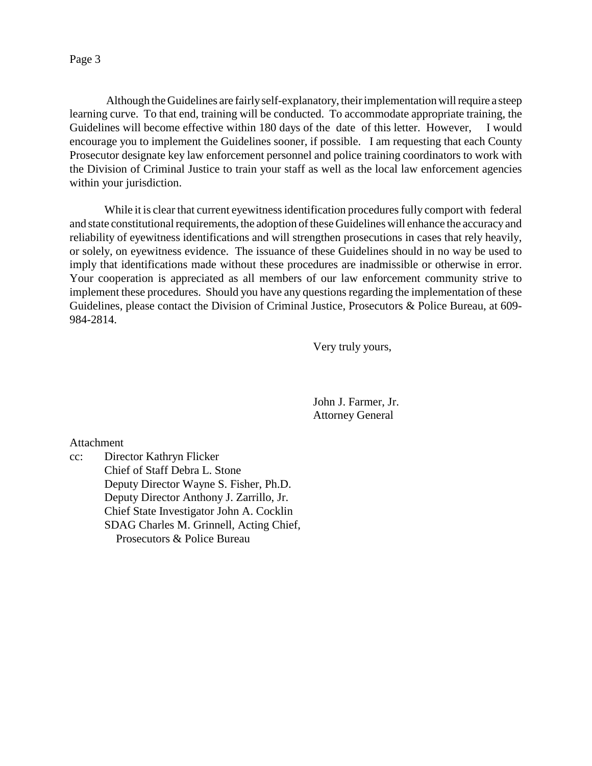Although the Guidelines are fairly self-explanatory, their implementation will require a steep learning curve. To that end, training will be conducted. To accommodate appropriate training, the Guidelines will become effective within 180 days of the date of this letter. However, I would encourage you to implement the Guidelines sooner, if possible. I am requesting that each County Prosecutor designate key law enforcement personnel and police training coordinators to work with the Division of Criminal Justice to train your staff as well as the local law enforcement agencies within your jurisdiction.

While it is clear that current eyewitness identification procedures fully comport with federal and state constitutional requirements, the adoption of these Guidelines will enhance the accuracy and reliability of eyewitness identifications and will strengthen prosecutions in cases that rely heavily, or solely, on eyewitness evidence. The issuance of these Guidelines should in no way be used to imply that identifications made without these procedures are inadmissible or otherwise in error. Your cooperation is appreciated as all members of our law enforcement community strive to implement these procedures. Should you have any questions regarding the implementation of these Guidelines, please contact the Division of Criminal Justice, Prosecutors & Police Bureau, at 609-984-2814.

Very truly yours,

John J. Farmer, Jr.
Attorney General

Attachment

cc: Director Kathryn Flicker
Chief of Staff Debra L. Stone
Deputy Director Wayne S. Fisher, Ph.D.
Deputy Director Anthony J. Zarrillo, Jr.
Chief State Investigator John A. Cocklin
SDAG Charles M. Grinnell, Acting Chief, Prosecutors & Police Bureau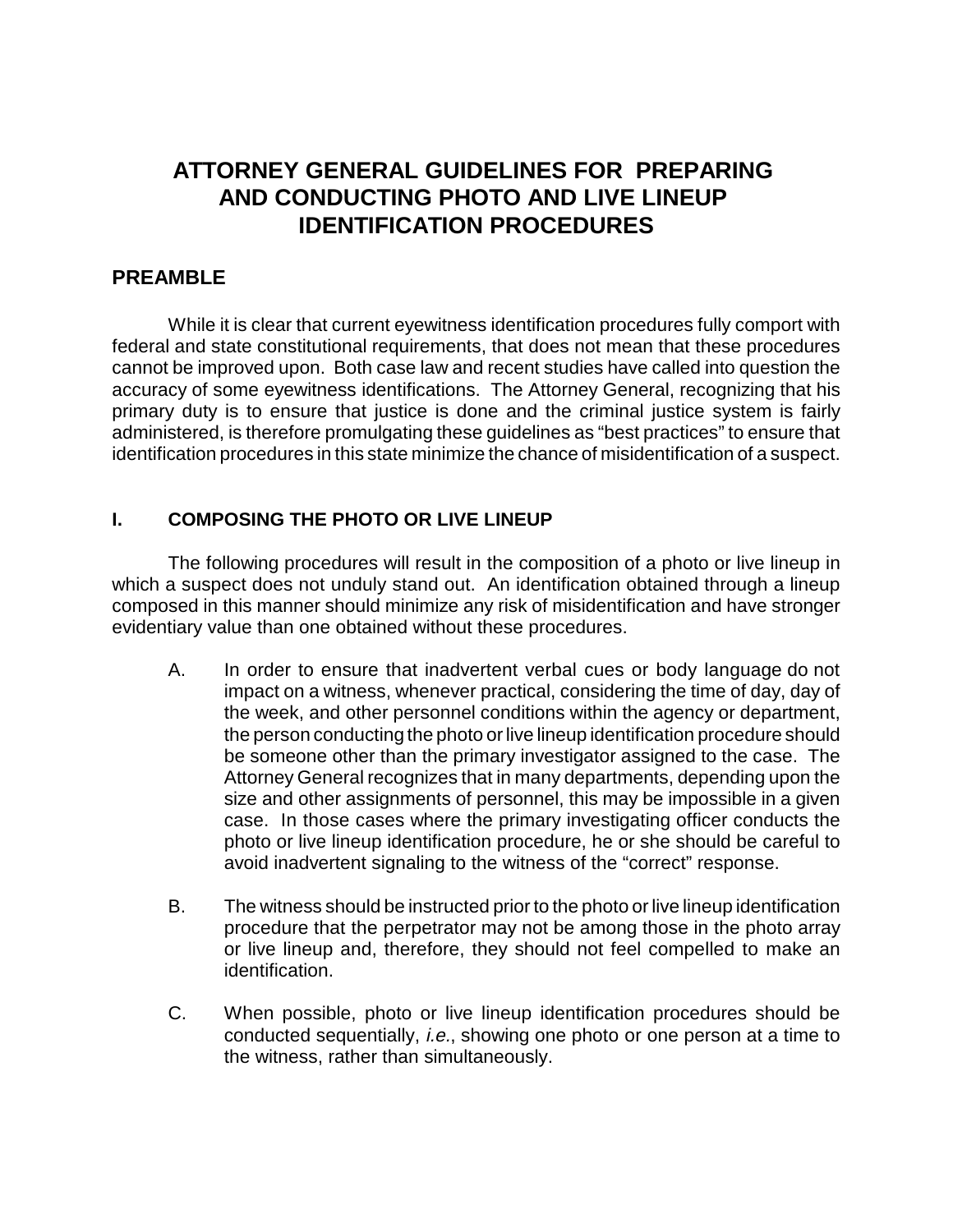# ATTORNEY GENERAL GUIDELINES FOR PREPARING AND CONDUCTING PHOTO AND LIVE LINEUP IDENTIFICATION PROCEDURES

## PREAMBLE

While it is clear that current eyewitness identification procedures fully comport with federal and state constitutional requirements, that does not mean that these procedures cannot be improved upon. Both case law and recent studies have called into question the accuracy of some eyewitness identifications. The Attorney General, recognizing that his primary duty is to ensure that justice is done and the criminal justice system is fairly administered, is therefore promulgating these guidelines as "best practices" to ensure that identification procedures in this state minimize the chance of misidentification of a suspect.

## I. COMPOSING THE PHOTO OR LIVE LINEUP

The following procedures will result in the composition of a photo or live lineup in which a suspect does not unduly stand out. An identification obtained through a lineup composed in this manner should minimize any risk of misidentification and have stronger evidentiary value than one obtained without these procedures.

A. In order to ensure that inadvertent verbal cues or body language do not impact on a witness, whenever practical, considering the time of day, day of the week, and other personnel conditions within the agency or department, the person conducting the photo or live lineup identification procedure should be someone other than the primary investigator assigned to the case. The Attorney General recognizes that in many departments, depending upon the size and other assignments of personnel, this may be impossible in a given case. In those cases where the primary investigating officer conducts the photo or live lineup identification procedure, he or she should be careful to avoid inadvertent signaling to the witness of the "correct" response.

B. The witness should be instructed prior to the photo or live lineup identification procedure that the perpetrator may not be among those in the photo array or live lineup and, therefore, they should not feel compelled to make an identification.

C. When possible, photo or live lineup identification procedures should be conducted sequentially, *i.e.*, showing one photo or one person at a time to the witness, rather than simultaneously.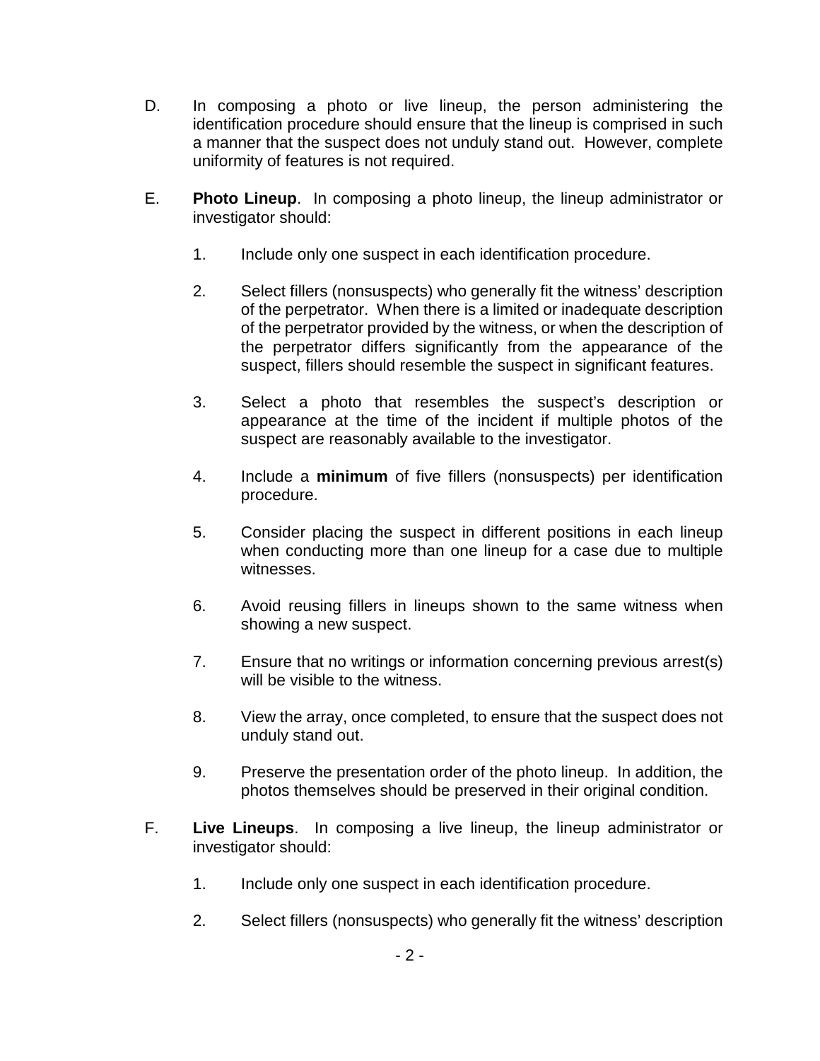D. In composing a photo or live lineup, the person administering the identification procedure should ensure that the lineup is comprised in such a manner that the suspect does not unduly stand out. However, complete uniformity of features is not required.

E. **Photo Lineup**. In composing a photo lineup, the lineup administrator or investigator should:

1. Include only one suspect in each identification procedure.

2. Select fillers (nonsuspects) who generally fit the witness' description of the perpetrator. When there is a limited or inadequate description of the perpetrator provided by the witness, or when the description of the perpetrator differs significantly from the appearance of the suspect, fillers should resemble the suspect in significant features.

3. Select a photo that resembles the suspect's description or appearance at the time of the incident if multiple photos of the suspect are reasonably available to the investigator.

4. Include a **minimum** of five fillers (nonsuspects) per identification procedure.

5. Consider placing the suspect in different positions in each lineup when conducting more than one lineup for a case due to multiple witnesses.

6. Avoid reusing fillers in lineups shown to the same witness when showing a new suspect.

7. Ensure that no writings or information concerning previous arrest(s) will be visible to the witness.

8. View the array, once completed, to ensure that the suspect does not unduly stand out.

9. Preserve the presentation order of the photo lineup. In addition, the photos themselves should be preserved in their original condition.

F. **Live Lineups**. In composing a live lineup, the lineup administrator or investigator should:

1. Include only one suspect in each identification procedure.

2. Select fillers (nonsuspects) who generally fit the witness' description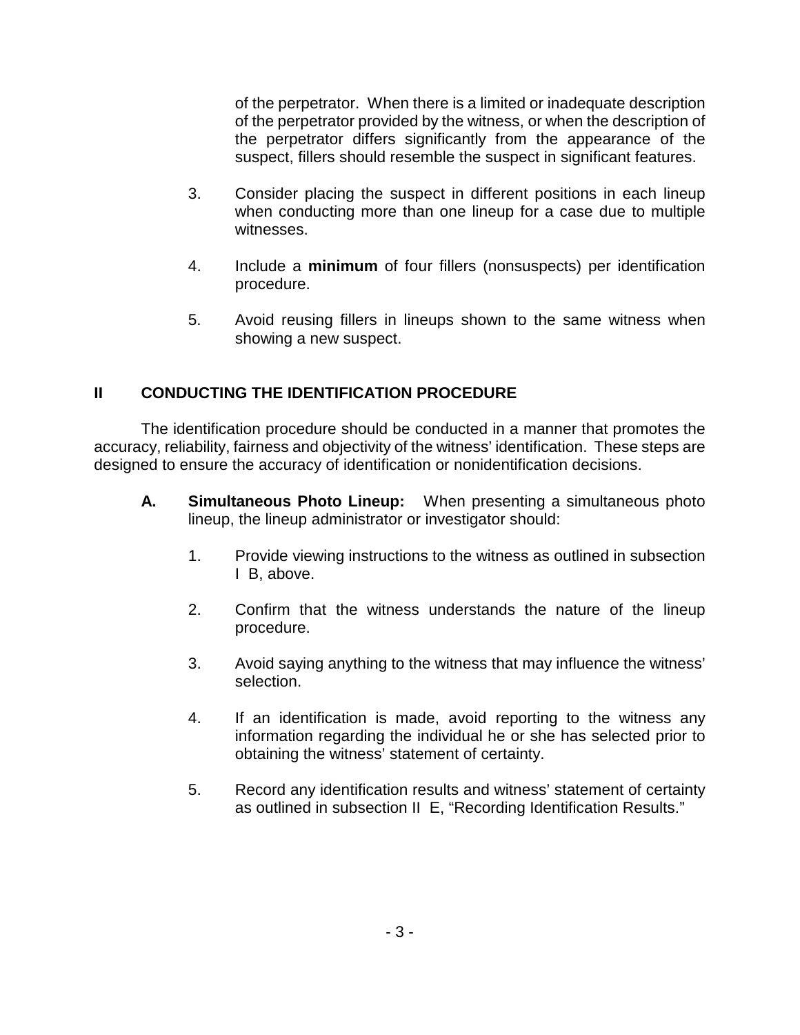of the perpetrator. When there is a limited or inadequate description of the perpetrator provided by the witness, or when the description of the perpetrator differs significantly from the appearance of the suspect, fillers should resemble the suspect in significant features.

3. Consider placing the suspect in different positions in each lineup when conducting more than one lineup for a case due to multiple witnesses.

4. Include a **minimum** of four fillers (nonsuspects) per identification procedure.

5. Avoid reusing fillers in lineups shown to the same witness when showing a new suspect.

## II CONDUCTING THE IDENTIFICATION PROCEDURE

The identification procedure should be conducted in a manner that promotes the accuracy, reliability, fairness and objectivity of the witness' identification. These steps are designed to ensure the accuracy of identification or nonidentification decisions.

**A. Simultaneous Photo Lineup:** When presenting a simultaneous photo lineup, the lineup administrator or investigator should:

1. Provide viewing instructions to the witness as outlined in subsection I B, above.

2. Confirm that the witness understands the nature of the lineup procedure.

3. Avoid saying anything to the witness that may influence the witness' selection.

4. If an identification is made, avoid reporting to the witness any information regarding the individual he or she has selected prior to obtaining the witness' statement of certainty.

5. Record any identification results and witness' statement of certainty as outlined in subsection II E, "Recording Identification Results."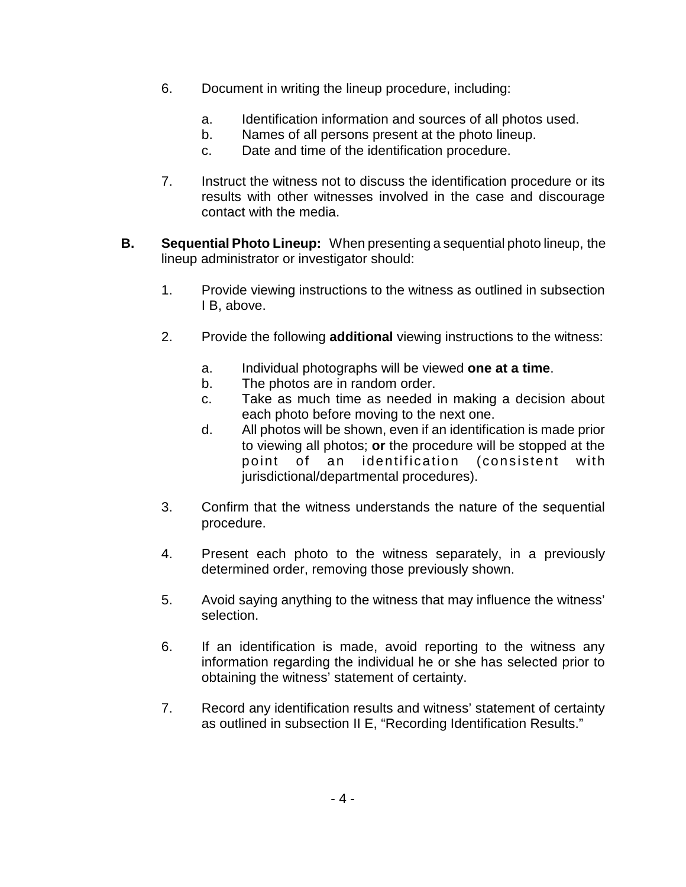6. Document in writing the lineup procedure, including:

   a. Identification information and sources of all photos used.
   b. Names of all persons present at the photo lineup.
   c. Date and time of the identification procedure.

7. Instruct the witness not to discuss the identification procedure or its results with other witnesses involved in the case and discourage contact with the media.

**B. Sequential Photo Lineup:** When presenting a sequential photo lineup, the lineup administrator or investigator should:

1. Provide viewing instructions to the witness as outlined in subsection I B, above.

2. Provide the following **additional** viewing instructions to the witness:

   a. Individual photographs will be viewed **one at a time**.
   b. The photos are in random order.
   c. Take as much time as needed in making a decision about each photo before moving to the next one.
   d. All photos will be shown, even if an identification is made prior to viewing all photos; **or** the procedure will be stopped at the point of an identification (consistent with jurisdictional/departmental procedures).

3. Confirm that the witness understands the nature of the sequential procedure.

4. Present each photo to the witness separately, in a previously determined order, removing those previously shown.

5. Avoid saying anything to the witness that may influence the witness' selection.

6. If an identification is made, avoid reporting to the witness any information regarding the individual he or she has selected prior to obtaining the witness' statement of certainty.

7. Record any identification results and witness' statement of certainty as outlined in subsection II E, "Recording Identification Results."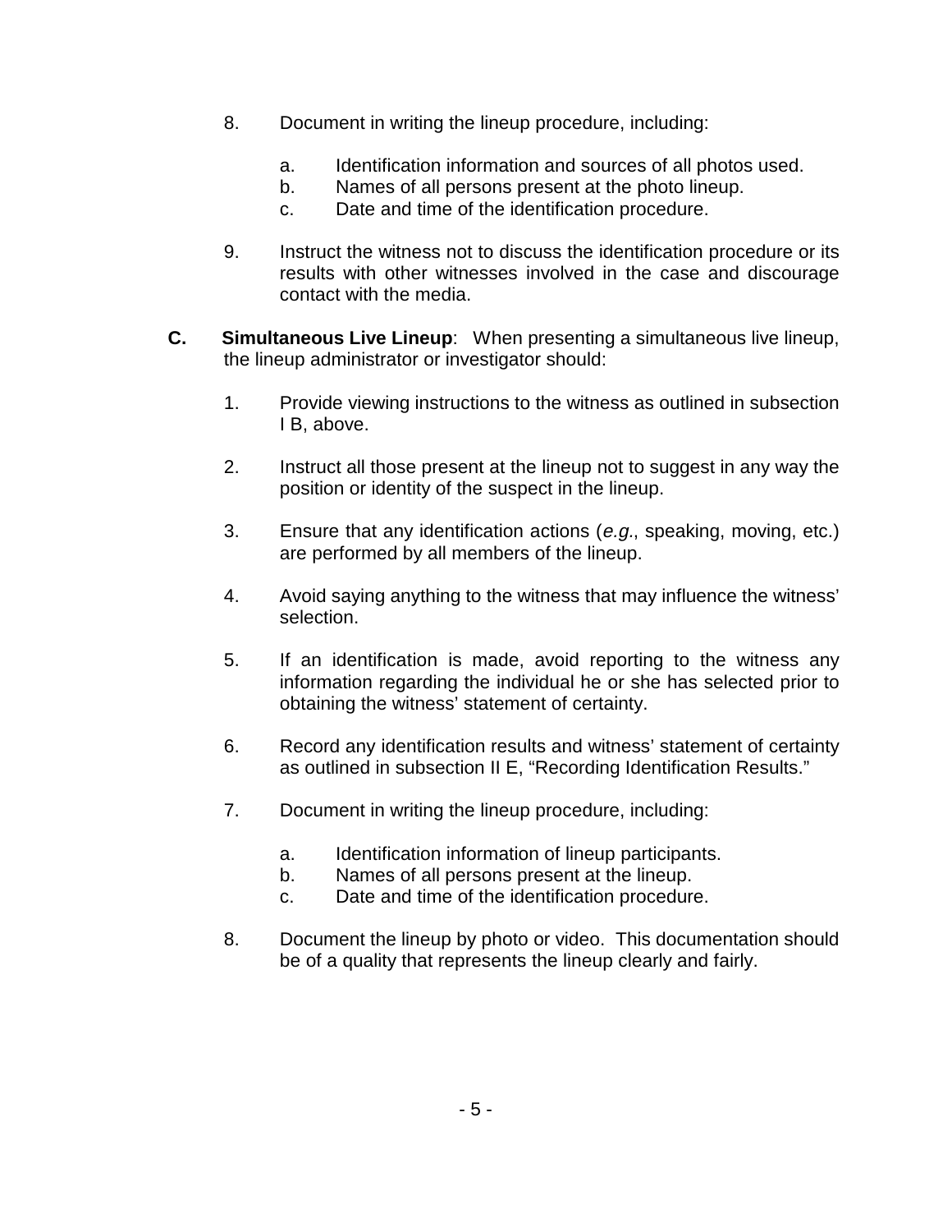8. Document in writing the lineup procedure, including:

    a. Identification information and sources of all photos used.
    b. Names of all persons present at the photo lineup.
    c. Date and time of the identification procedure.

9. Instruct the witness not to discuss the identification procedure or its results with other witnesses involved in the case and discourage contact with the media.

**C. Simultaneous Live Lineup**: When presenting a simultaneous live lineup, the lineup administrator or investigator should:

1. Provide viewing instructions to the witness as outlined in subsection I B, above.

2. Instruct all those present at the lineup not to suggest in any way the position or identity of the suspect in the lineup.

3. Ensure that any identification actions (*e.g.*, speaking, moving, etc.) are performed by all members of the lineup.

4. Avoid saying anything to the witness that may influence the witness' selection.

5. If an identification is made, avoid reporting to the witness any information regarding the individual he or she has selected prior to obtaining the witness' statement of certainty.

6. Record any identification results and witness' statement of certainty as outlined in subsection II E, "Recording Identification Results."

7. Document in writing the lineup procedure, including:

    a. Identification information of lineup participants.
    b. Names of all persons present at the lineup.
    c. Date and time of the identification procedure.

8. Document the lineup by photo or video. This documentation should be of a quality that represents the lineup clearly and fairly.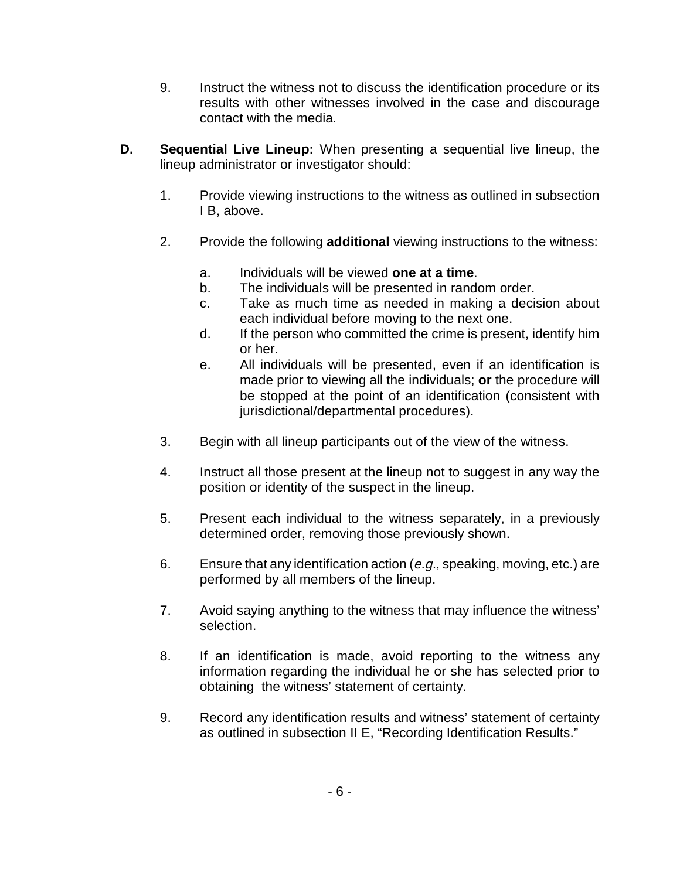9. Instruct the witness not to discuss the identification procedure or its results with other witnesses involved in the case and discourage contact with the media.

**D. Sequential Live Lineup:** When presenting a sequential live lineup, the lineup administrator or investigator should:

1. Provide viewing instructions to the witness as outlined in subsection I B, above.

2. Provide the following **additional** viewing instructions to the witness:

   a. Individuals will be viewed **one at a time**.
   b. The individuals will be presented in random order.
   c. Take as much time as needed in making a decision about each individual before moving to the next one.
   d. If the person who committed the crime is present, identify him or her.
   e. All individuals will be presented, even if an identification is made prior to viewing all the individuals; **or** the procedure will be stopped at the point of an identification (consistent with jurisdictional/departmental procedures).

3. Begin with all lineup participants out of the view of the witness.

4. Instruct all those present at the lineup not to suggest in any way the position or identity of the suspect in the lineup.

5. Present each individual to the witness separately, in a previously determined order, removing those previously shown.

6. Ensure that any identification action (*e.g.*, speaking, moving, etc.) are performed by all members of the lineup.

7. Avoid saying anything to the witness that may influence the witness' selection.

8. If an identification is made, avoid reporting to the witness any information regarding the individual he or she has selected prior to obtaining the witness' statement of certainty.

9. Record any identification results and witness' statement of certainty as outlined in subsection II E, "Recording Identification Results."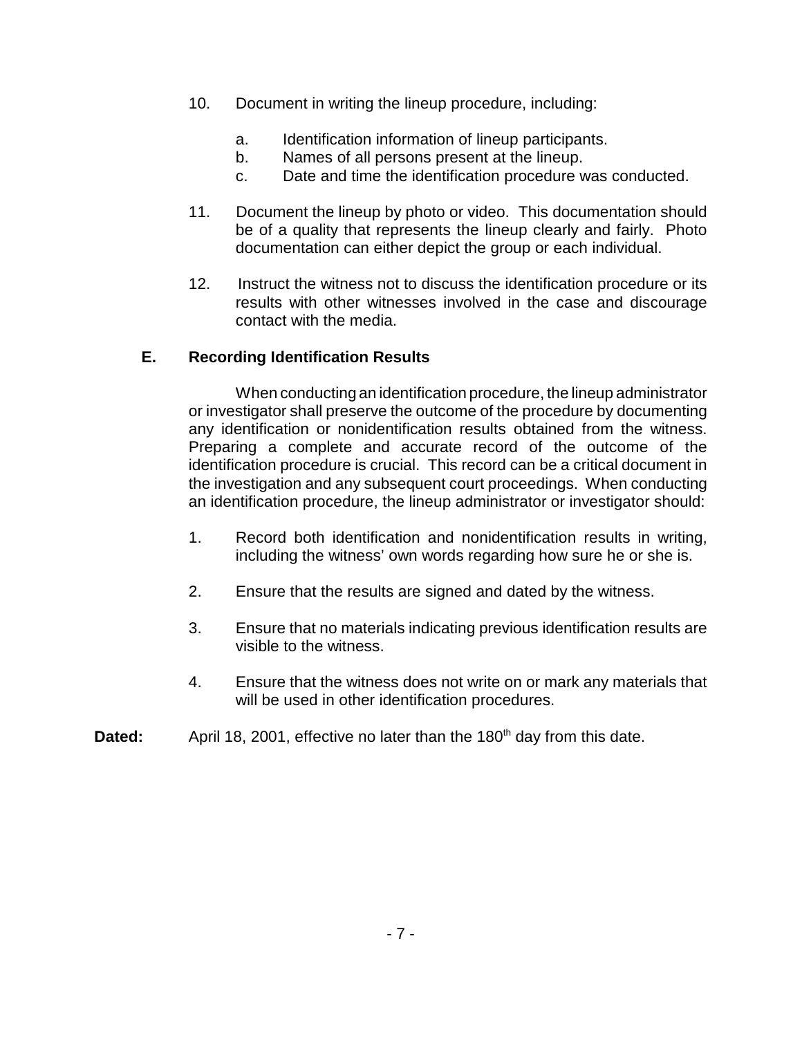10. Document in writing the lineup procedure, including:

    a. Identification information of lineup participants.
    b. Names of all persons present at the lineup.
    c. Date and time the identification procedure was conducted.

11. Document the lineup by photo or video. This documentation should be of a quality that represents the lineup clearly and fairly. Photo documentation can either depict the group or each individual.

12. Instruct the witness not to discuss the identification procedure or its results with other witnesses involved in the case and discourage contact with the media.

### E. Recording Identification Results

When conducting an identification procedure, the lineup administrator or investigator shall preserve the outcome of the procedure by documenting any identification or nonidentification results obtained from the witness. Preparing a complete and accurate record of the outcome of the identification procedure is crucial. This record can be a critical document in the investigation and any subsequent court proceedings. When conducting an identification procedure, the lineup administrator or investigator should:

1. Record both identification and nonidentification results in writing, including the witness' own words regarding how sure he or she is.

2. Ensure that the results are signed and dated by the witness.

3. Ensure that no materials indicating previous identification results are visible to the witness.

4. Ensure that the witness does not write on or mark any materials that will be used in other identification procedures.

**Dated:** April 18, 2001, effective no later than the 180th day from this date.